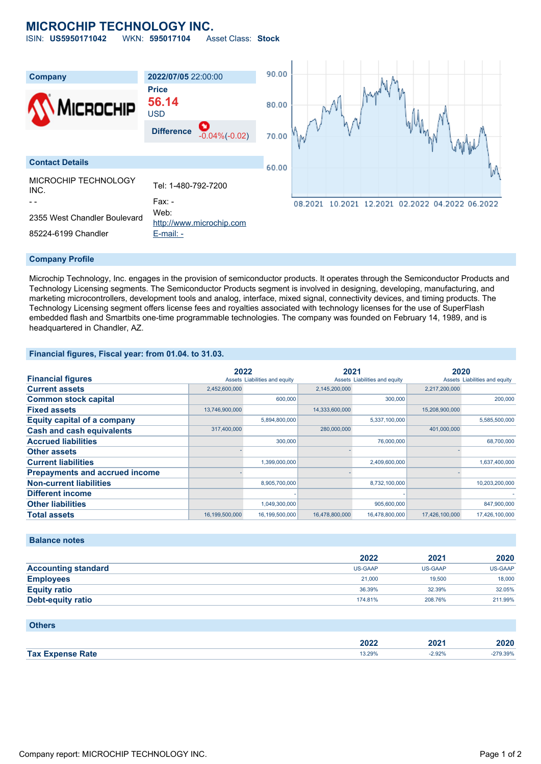# MICROCHIP TECHNOLOGY INC.

ISIN: **US5950171042** WKN: **595017104** Asset Class: **Stock**

| Company | 2022/07/05 22:00:00 |
|---|---|
| | **Price** 56.14 USD |
| | **Difference** -0.04%(-0.02) |

**Contact Details**

| | |
|---|---|
| MICROCHIP TECHNOLOGY INC. | Tel: 1-480-792-7200 |
| - - | Fax: - |
| 2355 West Chandler Boulevard | Web: http://www.microchip.com |
| 85224-6199 Chandler | E-mail: - |

## Company Profile

Microchip Technology, Inc. engages in the provision of semiconductor products. It operates through the Semiconductor Products and Technology Licensing segments. The Semiconductor Products segment is involved in designing, developing, manufacturing, and marketing microcontrollers, development tools and analog, interface, mixed signal, connectivity devices, and timing products. The Technology Licensing segment offers license fees and royalties associated with technology licenses for the use of SuperFlash embedded flash and Smartbits one-time programmable technologies. The company was founded on February 14, 1989, and is headquartered in Chandler, AZ.

## Financial figures, Fiscal year: from 01.04. to 31.03.

| Financial figures | 2022 Assets | 2022 Liabilities and equity | 2021 Assets | 2021 Liabilities and equity | 2020 Assets | 2020 Liabilities and equity |
|---|---|---|---|---|---|---|
| Current assets | 2,452,600,000 | | 2,145,200,000 | | 2,217,200,000 | |
| Common stock capital | | 600,000 | | 300,000 | | 200,000 |
| Fixed assets | 13,746,900,000 | | 14,333,600,000 | | 15,208,900,000 | |
| Equity capital of a company | | 5,894,800,000 | | 5,337,100,000 | | 5,585,500,000 |
| Cash and cash equivalents | 317,400,000 | | 280,000,000 | | 401,000,000 | |
| Accrued liabilities | | 300,000 | | 76,000,000 | | 68,700,000 |
| Other assets | - | | - | | - | |
| Current liabilities | | 1,399,000,000 | | 2,409,600,000 | | 1,637,400,000 |
| Prepayments and accrued income | - | | - | | - | |
| Non-current liabilities | | 8,905,700,000 | | 8,732,100,000 | | 10,203,200,000 |
| Different income | | - | | - | | - |
| Other liabilities | | 1,049,300,000 | | 905,600,000 | | 847,900,000 |
| Total assets | 16,199,500,000 | 16,199,500,000 | 16,478,800,000 | 16,478,800,000 | 17,426,100,000 | 17,426,100,000 |

## Balance notes

| | 2022 | 2021 | 2020 |
|---|---|---|---|
| Accounting standard | US-GAAP | US-GAAP | US-GAAP |
| Employees | 21,000 | 19,500 | 18,000 |
| Equity ratio | 36.39% | 32.39% | 32.05% |
| Debt-equity ratio | 174.81% | 208.76% | 211.99% |

## Others

| | 2022 | 2021 | 2020 |
|---|---|---|---|
| Tax Expense Rate | 13.29% | -2.92% | -279.39% |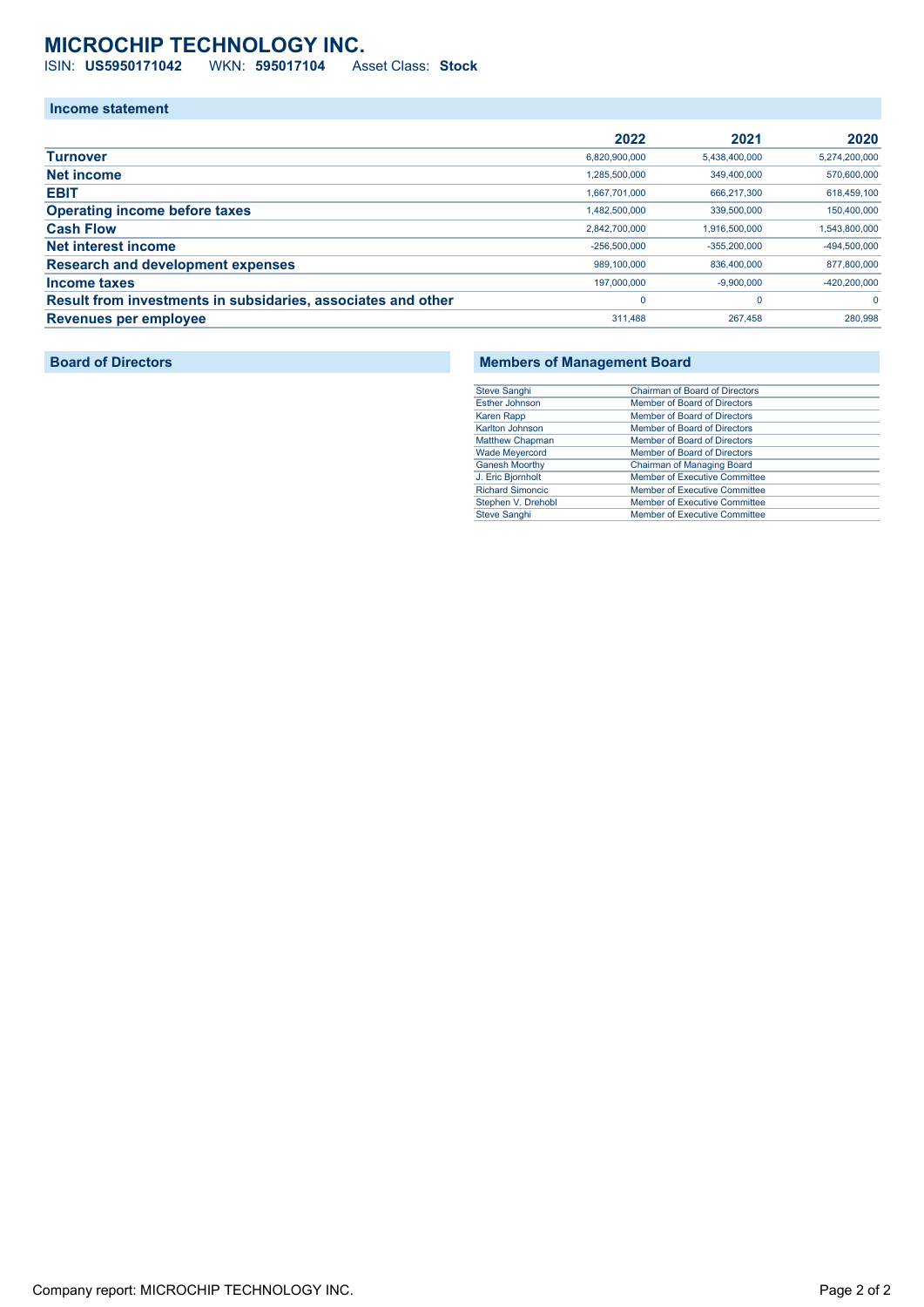# MICROCHIP TECHNOLOGY INC.

ISIN: **US5950171042** WKN: **595017104** Asset Class: **Stock**

## Income statement

| | 2022 | 2021 | 2020 |
|---|---|---|---|
| **Turnover** | 6,820,900,000 | 5,438,400,000 | 5,274,200,000 |
| **Net income** | 1,285,500,000 | 349,400,000 | 570,600,000 |
| **EBIT** | 1,667,701,000 | 666,217,300 | 618,459,100 |
| **Operating income before taxes** | 1,482,500,000 | 339,500,000 | 150,400,000 |
| **Cash Flow** | 2,842,700,000 | 1,916,500,000 | 1,543,800,000 |
| **Net interest income** | -256,500,000 | -355,200,000 | -494,500,000 |
| **Research and development expenses** | 989,100,000 | 836,400,000 | 877,800,000 |
| **Income taxes** | 197,000,000 | -9,900,000 | -420,200,000 |
| **Result from investments in subsidaries, associates and other** | 0 | 0 | 0 |
| **Revenues per employee** | 311,488 | 267,458 | 280,998 |

## Board of Directors

## Members of Management Board

| | |
|---|---|
| Steve Sanghi | Chairman of Board of Directors |
| Esther Johnson | Member of Board of Directors |
| Karen Rapp | Member of Board of Directors |
| Karlton Johnson | Member of Board of Directors |
| Matthew Chapman | Member of Board of Directors |
| Wade Meyercord | Member of Board of Directors |
| Ganesh Moorthy | Chairman of Managing Board |
| J. Eric Bjornholt | Member of Executive Committee |
| Richard Simoncic | Member of Executive Committee |
| Stephen V. Drehobl | Member of Executive Committee |
| Steve Sanghi | Member of Executive Committee |